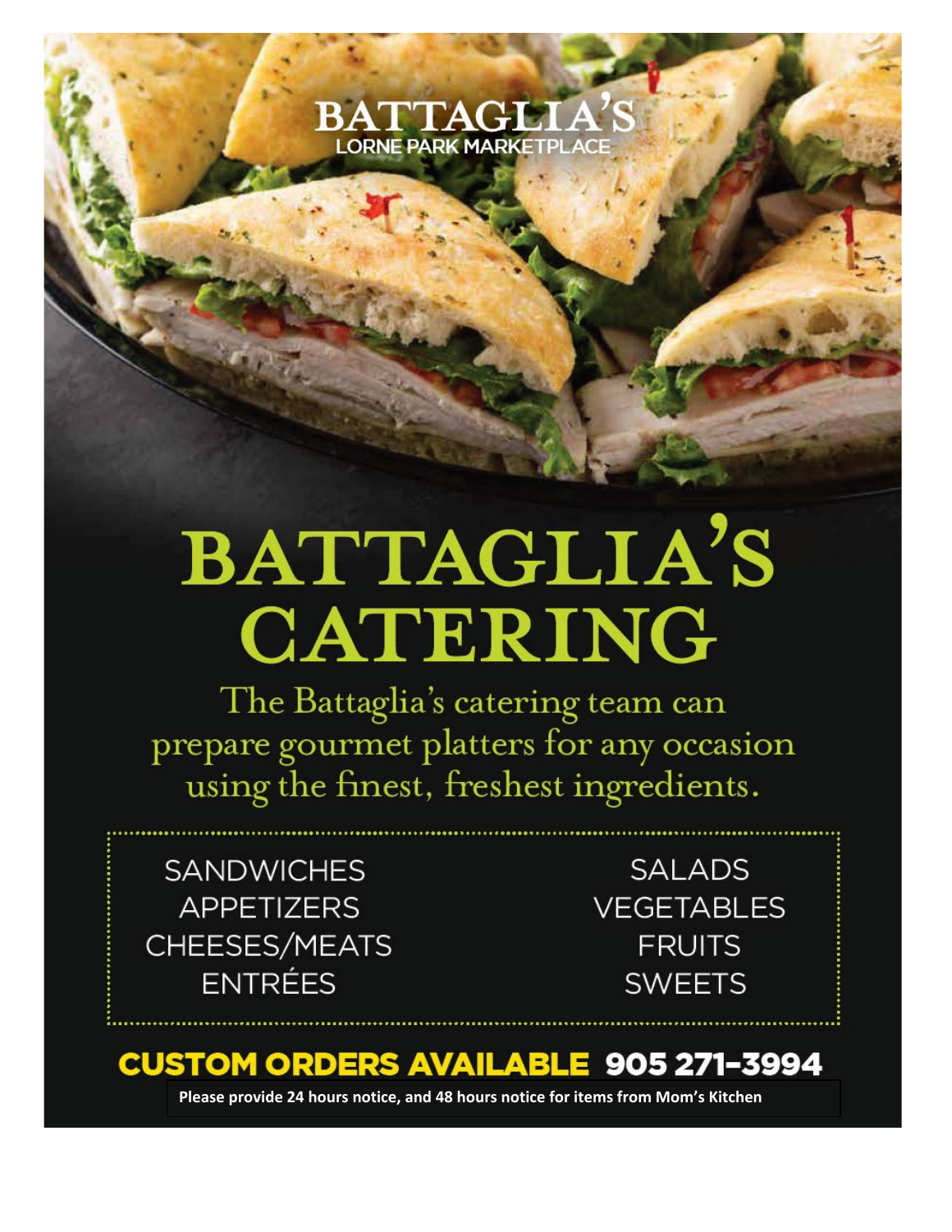BATTAGLIA'S
LORNE PARK MARKETPLACE

# BATTAGLIA'S CATERING

The Battaglia's catering team can prepare gourmet platters for any occasion using the finest, freshest ingredients.

- SANDWICHES
- APPETIZERS
- CHEESES/MEATS
- ENTRÉES
- SALADS
- VEGETABLES
- FRUITS
- SWEETS

**CUSTOM ORDERS AVAILABLE 905 271-3994**

**Please provide 24 hours notice, and 48 hours notice for items from Mom's Kitchen**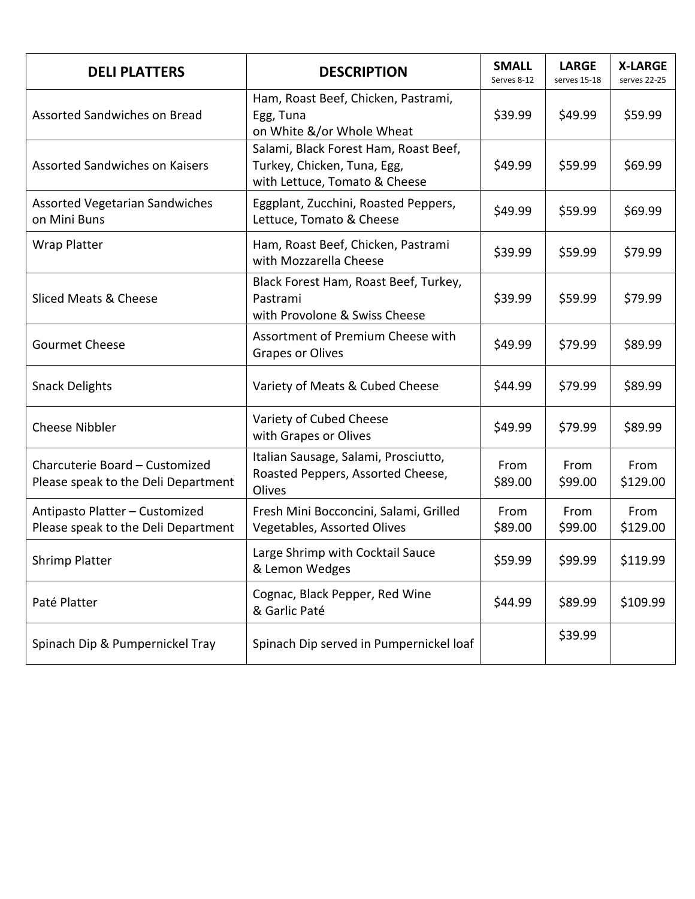| DELI PLATTERS | DESCRIPTION | SMALL Serves 8-12 | LARGE serves 15-18 | X-LARGE serves 22-25 |
|---|---|---|---|---|
| Assorted Sandwiches on Bread | Ham, Roast Beef, Chicken, Pastrami, Egg, Tuna on White &/or Whole Wheat | $39.99 | $49.99 | $59.99 |
| Assorted Sandwiches on Kaisers | Salami, Black Forest Ham, Roast Beef, Turkey, Chicken, Tuna, Egg, with Lettuce, Tomato & Cheese | $49.99 | $59.99 | $69.99 |
| Assorted Vegetarian Sandwiches on Mini Buns | Eggplant, Zucchini, Roasted Peppers, Lettuce, Tomato & Cheese | $49.99 | $59.99 | $69.99 |
| Wrap Platter | Ham, Roast Beef, Chicken, Pastrami with Mozzarella Cheese | $39.99 | $59.99 | $79.99 |
| Sliced Meats & Cheese | Black Forest Ham, Roast Beef, Turkey, Pastrami with Provolone & Swiss Cheese | $39.99 | $59.99 | $79.99 |
| Gourmet Cheese | Assortment of Premium Cheese with Grapes or Olives | $49.99 | $79.99 | $89.99 |
| Snack Delights | Variety of Meats & Cubed Cheese | $44.99 | $79.99 | $89.99 |
| Cheese Nibbler | Variety of Cubed Cheese with Grapes or Olives | $49.99 | $79.99 | $89.99 |
| Charcuterie Board – Customized Please speak to the Deli Department | Italian Sausage, Salami, Prosciutto, Roasted Peppers, Assorted Cheese, Olives | From $89.00 | From $99.00 | From $129.00 |
| Antipasto Platter – Customized Please speak to the Deli Department | Fresh Mini Bocconcini, Salami, Grilled Vegetables, Assorted Olives | From $89.00 | From $99.00 | From $129.00 |
| Shrimp Platter | Large Shrimp with Cocktail Sauce & Lemon Wedges | $59.99 | $99.99 | $119.99 |
| Paté Platter | Cognac, Black Pepper, Red Wine & Garlic Paté | $44.99 | $89.99 | $109.99 |
| Spinach Dip & Pumpernickel Tray | Spinach Dip served in Pumpernickel loaf | | $39.99 | |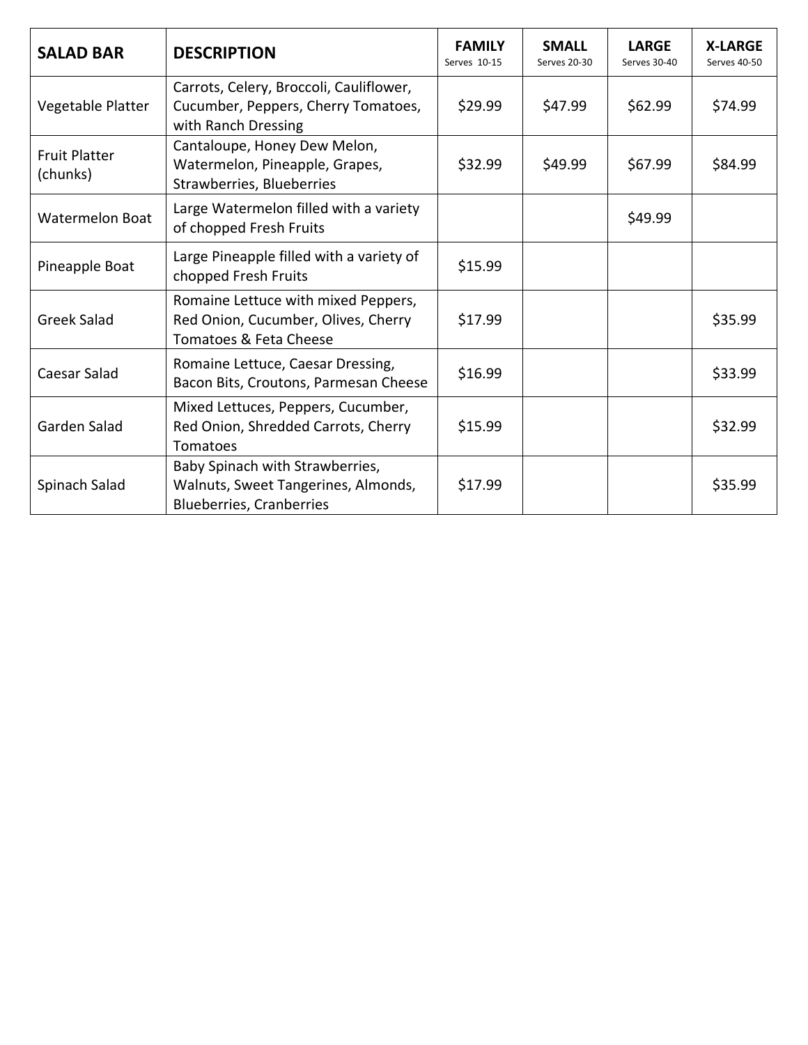| SALAD BAR | DESCRIPTION | FAMILY Serves 10-15 | SMALL Serves 20-30 | LARGE Serves 30-40 | X-LARGE Serves 40-50 |
|---|---|---|---|---|---|
| Vegetable Platter | Carrots, Celery, Broccoli, Cauliflower, Cucumber, Peppers, Cherry Tomatoes, with Ranch Dressing | $29.99 | $47.99 | $62.99 | $74.99 |
| Fruit Platter (chunks) | Cantaloupe, Honey Dew Melon, Watermelon, Pineapple, Grapes, Strawberries, Blueberries | $32.99 | $49.99 | $67.99 | $84.99 |
| Watermelon Boat | Large Watermelon filled with a variety of chopped Fresh Fruits | | | $49.99 | |
| Pineapple Boat | Large Pineapple filled with a variety of chopped Fresh Fruits | $15.99 | | | |
| Greek Salad | Romaine Lettuce with mixed Peppers, Red Onion, Cucumber, Olives, Cherry Tomatoes & Feta Cheese | $17.99 | | | $35.99 |
| Caesar Salad | Romaine Lettuce, Caesar Dressing, Bacon Bits, Croutons, Parmesan Cheese | $16.99 | | | $33.99 |
| Garden Salad | Mixed Lettuces, Peppers, Cucumber, Red Onion, Shredded Carrots, Cherry Tomatoes | $15.99 | | | $32.99 |
| Spinach Salad | Baby Spinach with Strawberries, Walnuts, Sweet Tangerines, Almonds, Blueberries, Cranberries | $17.99 | | | $35.99 |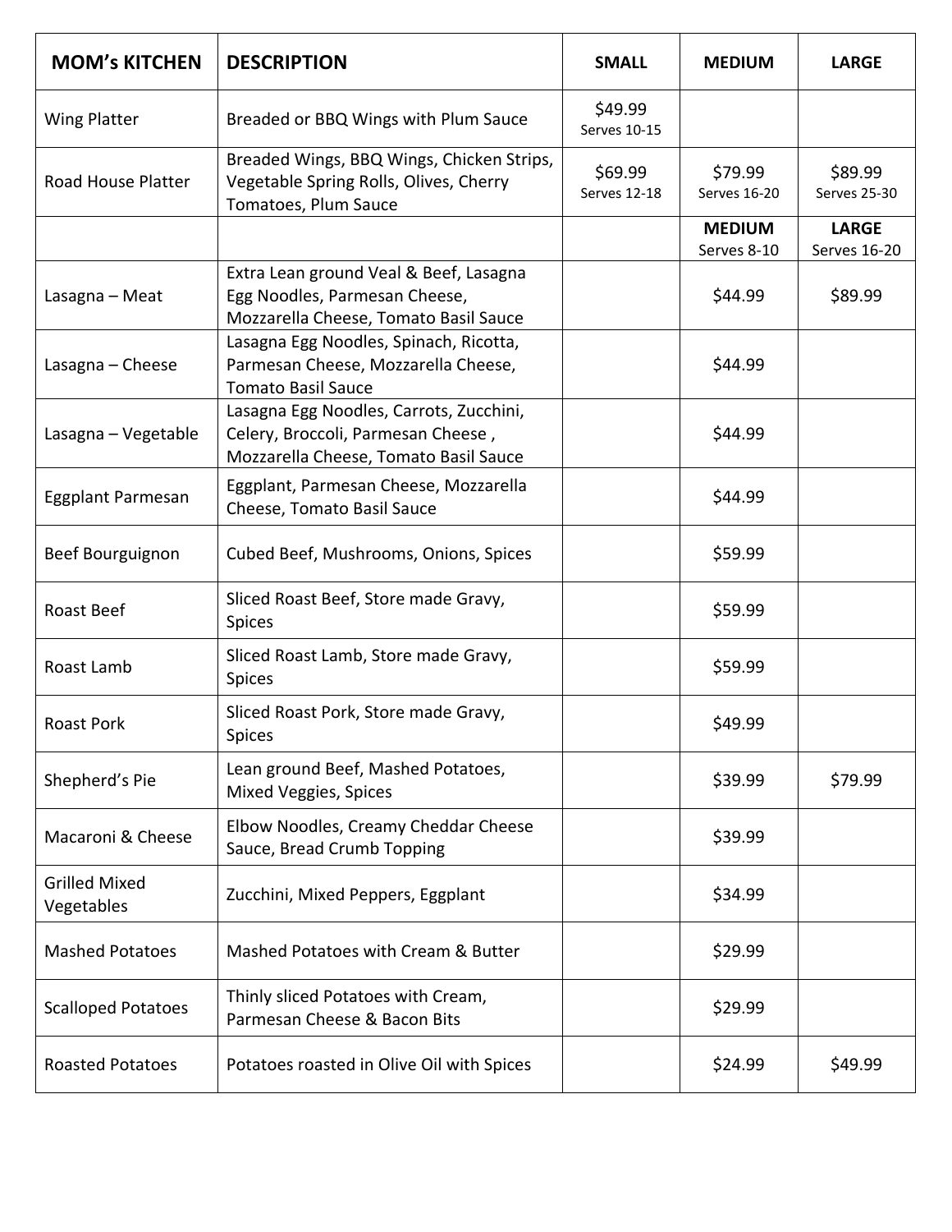| MOM's KITCHEN | DESCRIPTION | SMALL | MEDIUM | LARGE |
|---|---|---|---|---|
| Wing Platter | Breaded or BBQ Wings with Plum Sauce | $49.99 Serves 10-15 | | |
| Road House Platter | Breaded Wings, BBQ Wings, Chicken Strips, Vegetable Spring Rolls, Olives, Cherry Tomatoes, Plum Sauce | $69.99 Serves 12-18 | $79.99 Serves 16-20 | $89.99 Serves 25-30 |
| | | | **MEDIUM** Serves 8-10 | **LARGE** Serves 16-20 |
| Lasagna – Meat | Extra Lean ground Veal & Beef, Lasagna Egg Noodles, Parmesan Cheese, Mozzarella Cheese, Tomato Basil Sauce | | $44.99 | $89.99 |
| Lasagna – Cheese | Lasagna Egg Noodles, Spinach, Ricotta, Parmesan Cheese, Mozzarella Cheese, Tomato Basil Sauce | | $44.99 | |
| Lasagna – Vegetable | Lasagna Egg Noodles, Carrots, Zucchini, Celery, Broccoli, Parmesan Cheese , Mozzarella Cheese, Tomato Basil Sauce | | $44.99 | |
| Eggplant Parmesan | Eggplant, Parmesan Cheese, Mozzarella Cheese, Tomato Basil Sauce | | $44.99 | |
| Beef Bourguignon | Cubed Beef, Mushrooms, Onions, Spices | | $59.99 | |
| Roast Beef | Sliced Roast Beef, Store made Gravy, Spices | | $59.99 | |
| Roast Lamb | Sliced Roast Lamb, Store made Gravy, Spices | | $59.99 | |
| Roast Pork | Sliced Roast Pork, Store made Gravy, Spices | | $49.99 | |
| Shepherd's Pie | Lean ground Beef, Mashed Potatoes, Mixed Veggies, Spices | | $39.99 | $79.99 |
| Macaroni & Cheese | Elbow Noodles, Creamy Cheddar Cheese Sauce, Bread Crumb Topping | | $39.99 | |
| Grilled Mixed Vegetables | Zucchini, Mixed Peppers, Eggplant | | $34.99 | |
| Mashed Potatoes | Mashed Potatoes with Cream & Butter | | $29.99 | |
| Scalloped Potatoes | Thinly sliced Potatoes with Cream, Parmesan Cheese & Bacon Bits | | $29.99 | |
| Roasted Potatoes | Potatoes roasted in Olive Oil with Spices | | $24.99 | $49.99 |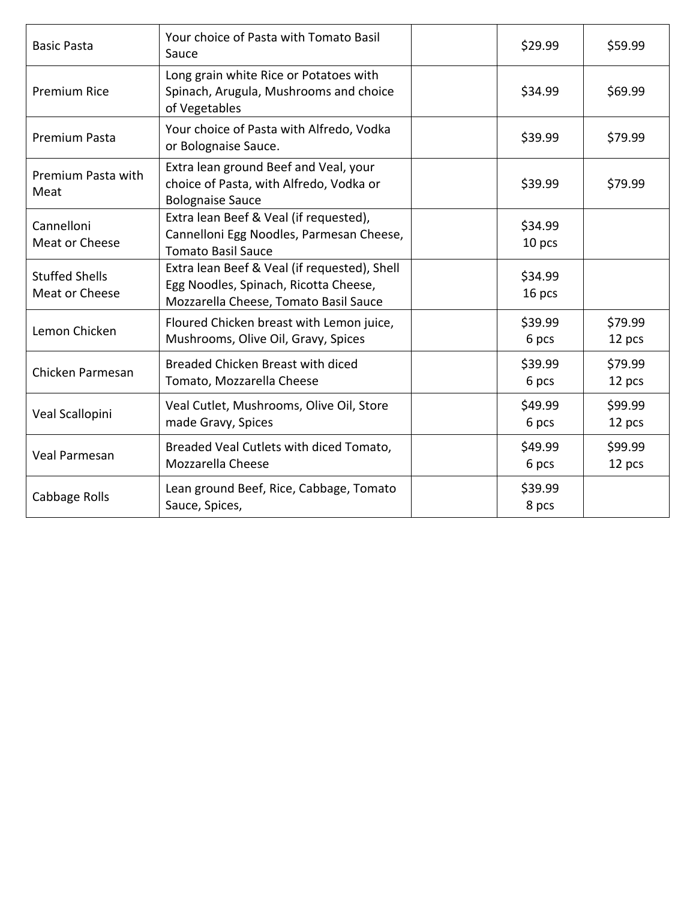| | | | | |
|---|---|---|---|---|
| Basic Pasta | Your choice of Pasta with Tomato Basil Sauce | | $29.99 | $59.99 |
| Premium Rice | Long grain white Rice or Potatoes with Spinach, Arugula, Mushrooms and choice of Vegetables | | $34.99 | $69.99 |
| Premium Pasta | Your choice of Pasta with Alfredo, Vodka or Bolognaise Sauce. | | $39.99 | $79.99 |
| Premium Pasta with Meat | Extra lean ground Beef and Veal, your choice of Pasta, with Alfredo, Vodka or Bolognaise Sauce | | $39.99 | $79.99 |
| Cannelloni Meat or Cheese | Extra lean Beef & Veal (if requested), Cannelloni Egg Noodles, Parmesan Cheese, Tomato Basil Sauce | | $34.99 10 pcs | |
| Stuffed Shells Meat or Cheese | Extra lean Beef & Veal (if requested), Shell Egg Noodles, Spinach, Ricotta Cheese, Mozzarella Cheese, Tomato Basil Sauce | | $34.99 16 pcs | |
| Lemon Chicken | Floured Chicken breast with Lemon juice, Mushrooms, Olive Oil, Gravy, Spices | | $39.99 6 pcs | $79.99 12 pcs |
| Chicken Parmesan | Breaded Chicken Breast with diced Tomato, Mozzarella Cheese | | $39.99 6 pcs | $79.99 12 pcs |
| Veal Scallopini | Veal Cutlet, Mushrooms, Olive Oil, Store made Gravy, Spices | | $49.99 6 pcs | $99.99 12 pcs |
| Veal Parmesan | Breaded Veal Cutlets with diced Tomato, Mozzarella Cheese | | $49.99 6 pcs | $99.99 12 pcs |
| Cabbage Rolls | Lean ground Beef, Rice, Cabbage, Tomato Sauce, Spices, | | $39.99 8 pcs | |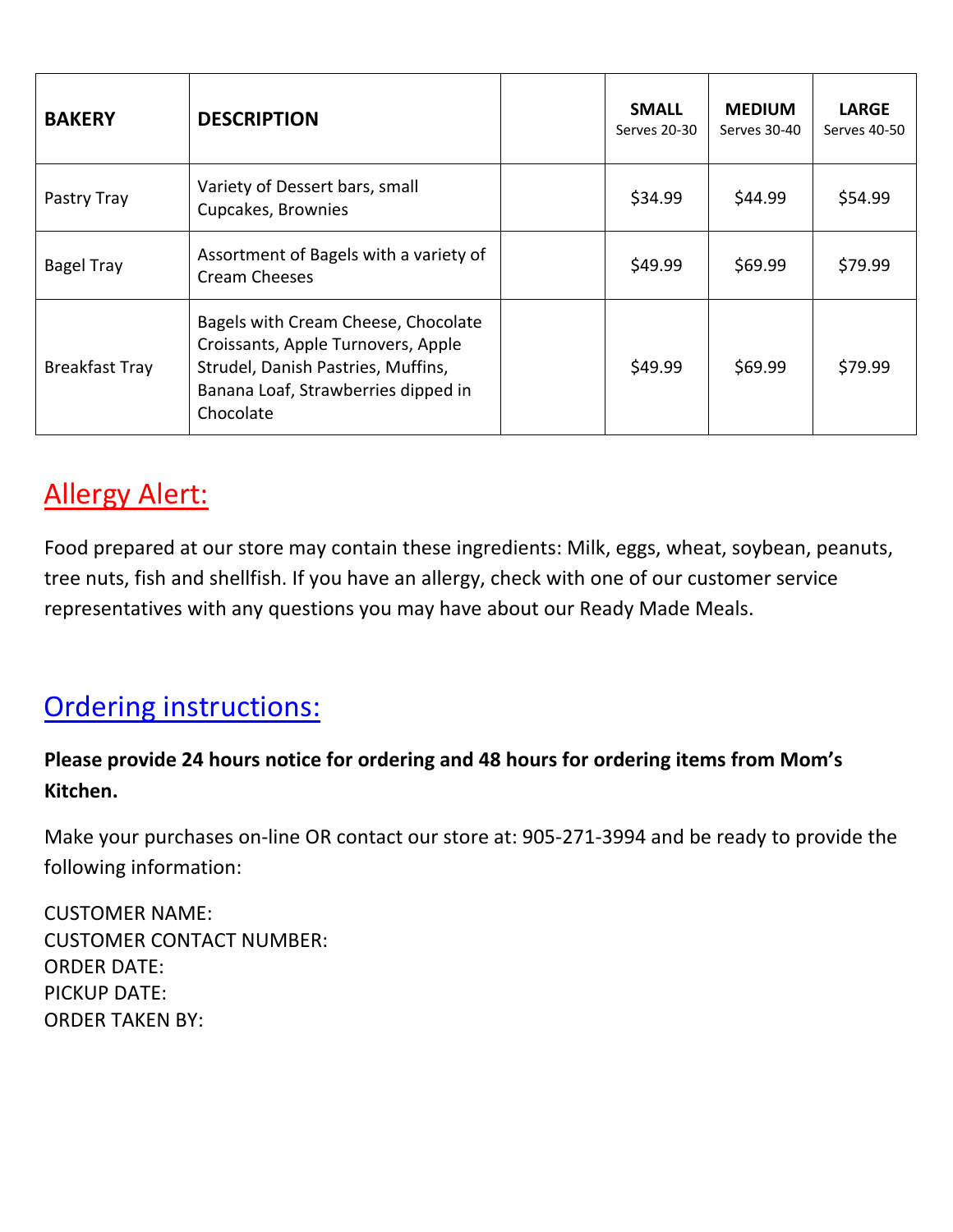| BAKERY | DESCRIPTION | | SMALL Serves 20-30 | MEDIUM Serves 30-40 | LARGE Serves 40-50 |
|---|---|---|---|---|---|
| Pastry Tray | Variety of Dessert bars, small Cupcakes, Brownies | | $34.99 | $44.99 | $54.99 |
| Bagel Tray | Assortment of Bagels with a variety of Cream Cheeses | | $49.99 | $69.99 | $79.99 |
| Breakfast Tray | Bagels with Cream Cheese, Chocolate Croissants, Apple Turnovers, Apple Strudel, Danish Pastries, Muffins, Banana Loaf, Strawberries dipped in Chocolate | | $49.99 | $69.99 | $79.99 |

## Allergy Alert:

Food prepared at our store may contain these ingredients: Milk, eggs, wheat, soybean, peanuts, tree nuts, fish and shellfish. If you have an allergy, check with one of our customer service representatives with any questions you may have about our Ready Made Meals.

## Ordering instructions:

**Please provide 24 hours notice for ordering and 48 hours for ordering items from Mom's Kitchen.**

Make your purchases on-line OR contact our store at: 905-271-3994 and be ready to provide the following information:

CUSTOMER NAME:
CUSTOMER CONTACT NUMBER:
ORDER DATE:
PICKUP DATE:
ORDER TAKEN BY: